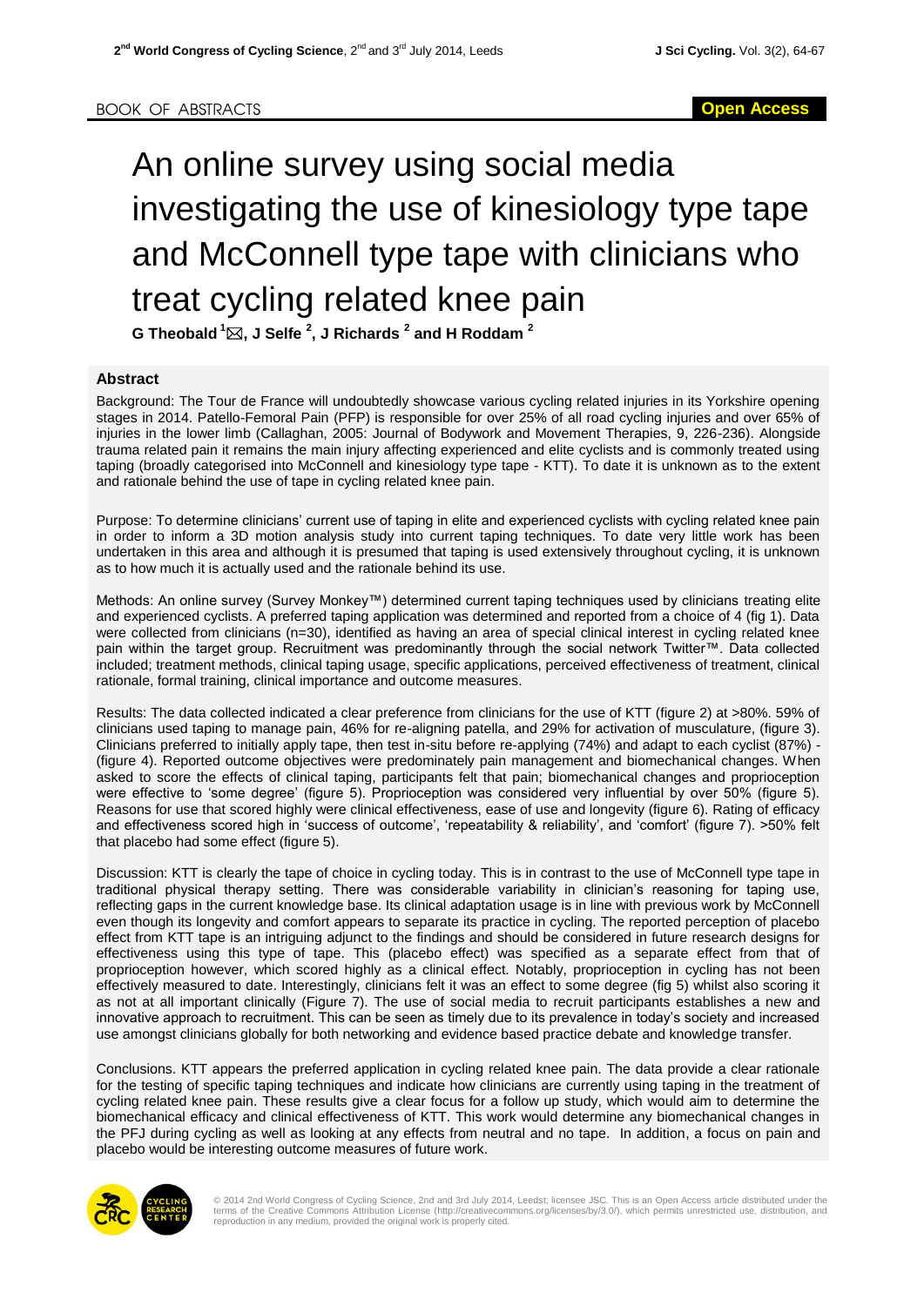BOOK OF ABSTRACTS

**Open Access**

# An online survey using social media investigating the use of kinesiology type tape and McConnell type tape with clinicians who treat cycling related knee pain

**G Theobald [1] ✉, J Selfe [2], J Richards [2] and H Roddam [2]**

## Abstract

Background: The Tour de France will undoubtedly showcase various cycling related injuries in its Yorkshire opening stages in 2014. Patello-Femoral Pain (PFP) is responsible for over 25% of all road cycling injuries and over 65% of injuries in the lower limb (Callaghan, 2005: Journal of Bodywork and Movement Therapies, 9, 226-236). Alongside trauma related pain it remains the main injury affecting experienced and elite cyclists and is commonly treated using taping (broadly categorised into McConnell and kinesiology type tape - KTT). To date it is unknown as to the extent and rationale behind the use of tape in cycling related knee pain.

Purpose: To determine clinicians' current use of taping in elite and experienced cyclists with cycling related knee pain in order to inform a 3D motion analysis study into current taping techniques. To date very little work has been undertaken in this area and although it is presumed that taping is used extensively throughout cycling, it is unknown as to how much it is actually used and the rationale behind its use.

Methods: An online survey (Survey Monkey™) determined current taping techniques used by clinicians treating elite and experienced cyclists. A preferred taping application was determined and reported from a choice of 4 (fig 1). Data were collected from clinicians (n=30), identified as having an area of special clinical interest in cycling related knee pain within the target group. Recruitment was predominantly through the social network Twitter™. Data collected included; treatment methods, clinical taping usage, specific applications, perceived effectiveness of treatment, clinical rationale, formal training, clinical importance and outcome measures.

Results: The data collected indicated a clear preference from clinicians for the use of KTT (figure 2) at >80%. 59% of clinicians used taping to manage pain, 46% for re-aligning patella, and 29% for activation of musculature, (figure 3). Clinicians preferred to initially apply tape, then test in-situ before re-applying (74%) and adapt to each cyclist (87%) - (figure 4). Reported outcome objectives were predominately pain management and biomechanical changes. When asked to score the effects of clinical taping, participants felt that pain; biomechanical changes and proprioception were effective to 'some degree' (figure 5). Proprioception was considered very influential by over 50% (figure 5). Reasons for use that scored highly were clinical effectiveness, ease of use and longevity (figure 6). Rating of efficacy and effectiveness scored high in 'success of outcome', 'repeatability & reliability', and 'comfort' (figure 7). >50% felt that placebo had some effect (figure 5).

Discussion: KTT is clearly the tape of choice in cycling today. This is in contrast to the use of McConnell type tape in traditional physical therapy setting. There was considerable variability in clinician's reasoning for taping use, reflecting gaps in the current knowledge base. Its clinical adaptation usage is in line with previous work by McConnell even though its longevity and comfort appears to separate its practice in cycling. The reported perception of placebo effect from KTT tape is an intriguing adjunct to the findings and should be considered in future research designs for effectiveness using this type of tape. This (placebo effect) was specified as a separate effect from that of proprioception however, which scored highly as a clinical effect. Notably, proprioception in cycling has not been effectively measured to date. Interestingly, clinicians felt it was an effect to some degree (fig 5) whilst also scoring it as not at all important clinically (Figure 7). The use of social media to recruit participants establishes a new and innovative approach to recruitment. This can be seen as timely due to its prevalence in today's society and increased use amongst clinicians globally for both networking and evidence based practice debate and knowledge transfer.

Conclusions. KTT appears the preferred application in cycling related knee pain. The data provide a clear rationale for the testing of specific taping techniques and indicate how clinicians are currently using taping in the treatment of cycling related knee pain. These results give a clear focus for a follow up study, which would aim to determine the biomechanical efficacy and clinical effectiveness of KTT. This work would determine any biomechanical changes in the PFJ during cycling as well as looking at any effects from neutral and no tape. In addition, a focus on pain and placebo would be interesting outcome measures of future work.

© 2014 2nd World Congress of Cycling Science, 2nd and 3rd July 2014, Leedst; licensee JSC. This is an Open Access article distributed under the terms of the Creative Commons Attribution License (http://creativecommons.org/licenses/by/3.0/), which permits unrestricted use, distribution, and reproduction in any medium, provided the original work is properly cited.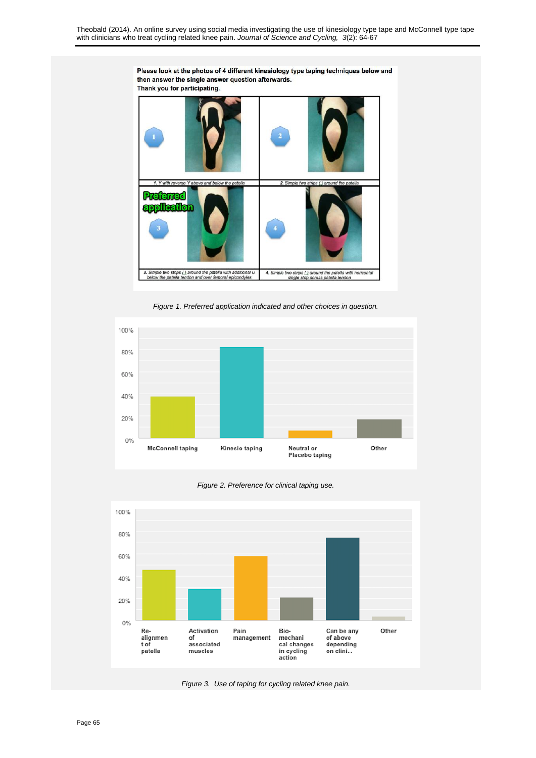Please look at the photos of 4 different kinesiology type taping techniques below and then answer the single answer question afterwards.
Thank you for participating.

1. Y with reverse Y above and below the patella

2. Simple two strips () around the patella

Preferred application

3. Simple two strips () around the patella with additional U below the patella tendon and over femoral epicondyles

4. Simple two strips () around the patella with horizontal single strip across patella tendon

*Figure 1. Preferred application indicated and other choices in question.*

*Figure 2. Preference for clinical taping use.*

*Figure 3. Use of taping for cycling related knee pain.*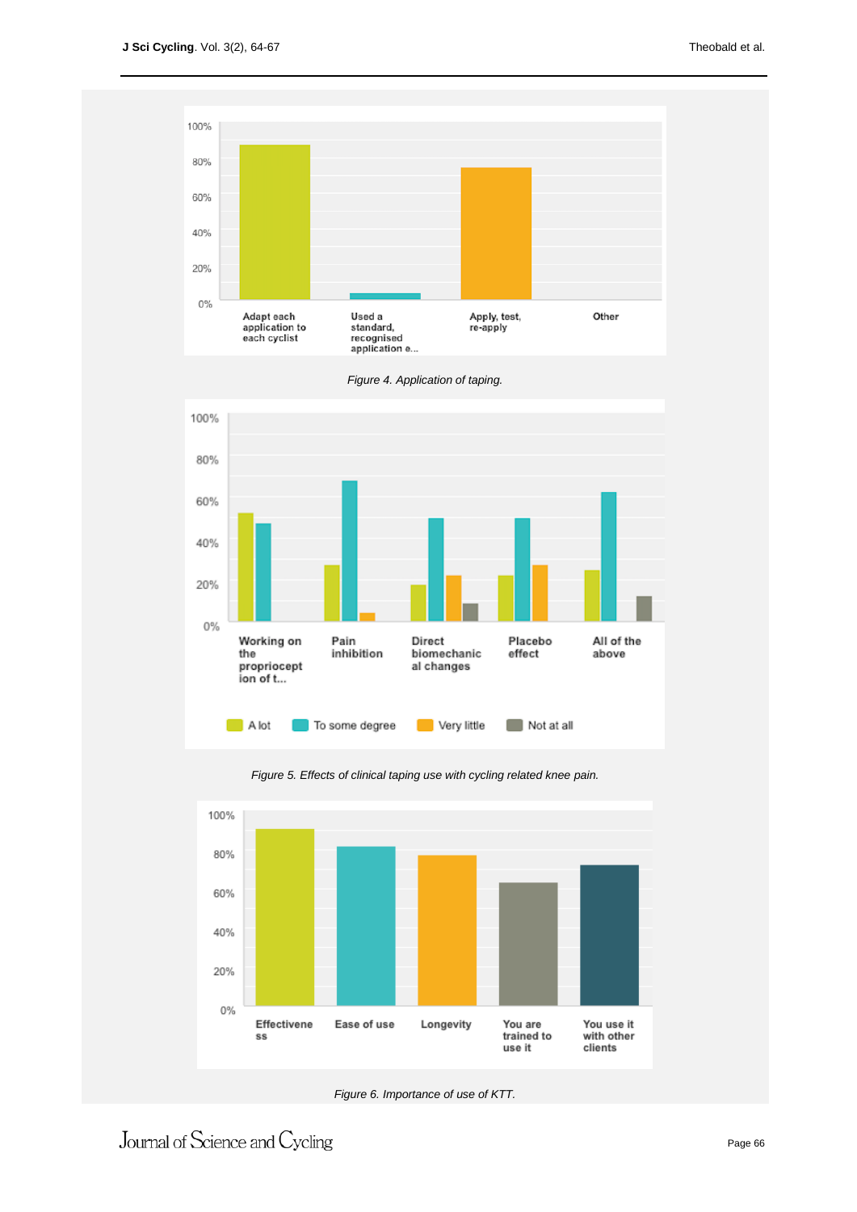*Figure 4. Application of taping.*

*Figure 5. Effects of clinical taping use with cycling related knee pain.*

*Figure 6. Importance of use of KTT.*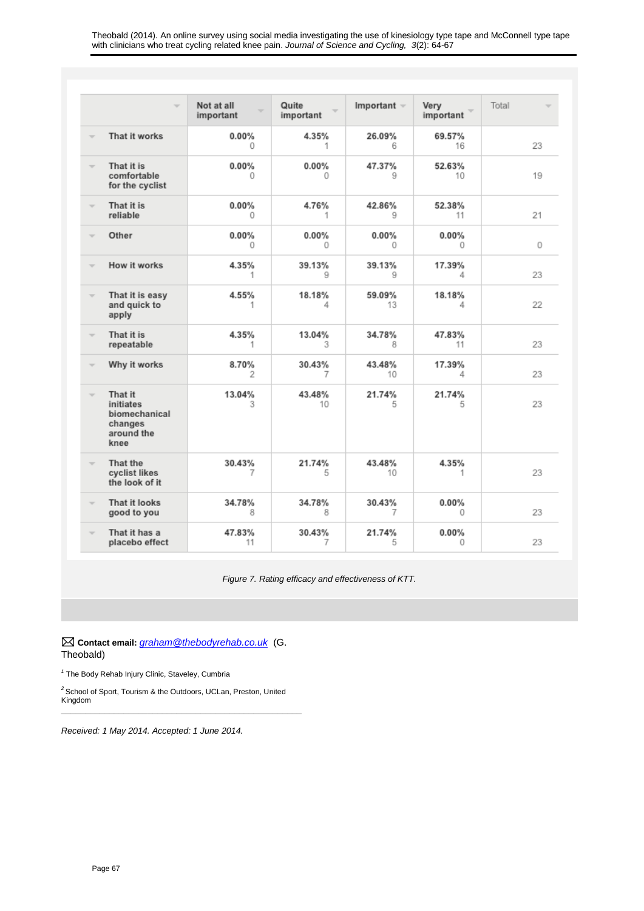| | Not at all important | Quite important | Important | Very important | Total |
|---|---|---|---|---|---|
| That it works | 0.00% 0 | 4.35% 1 | 26.09% 6 | 69.57% 16 | 23 |
| That it is comfortable for the cyclist | 0.00% 0 | 0.00% 0 | 47.37% 9 | 52.63% 10 | 19 |
| That it is reliable | 0.00% 0 | 4.76% 1 | 42.86% 9 | 52.38% 11 | 21 |
| Other | 0.00% 0 | 0.00% 0 | 0.00% 0 | 0.00% 0 | 0 |
| How it works | 4.35% 1 | 39.13% 9 | 39.13% 9 | 17.39% 4 | 23 |
| That it is easy and quick to apply | 4.55% 1 | 18.18% 4 | 59.09% 13 | 18.18% 4 | 22 |
| That it is repeatable | 4.35% 1 | 13.04% 3 | 34.78% 8 | 47.83% 11 | 23 |
| Why it works | 8.70% 2 | 30.43% 7 | 43.48% 10 | 17.39% 4 | 23 |
| That it initiates biomechanical changes around the knee | 13.04% 3 | 43.48% 10 | 21.74% 5 | 21.74% 5 | 23 |
| That the cyclist likes the look of it | 30.43% 7 | 21.74% 5 | 43.48% 10 | 4.35% 1 | 23 |
| That it looks good to you | 34.78% 8 | 34.78% 8 | 30.43% 7 | 0.00% 0 | 23 |
| That it has a placebo effect | 47.83% 11 | 30.43% 7 | 21.74% 5 | 0.00% 0 | 23 |

*Figure 7. Rating efficacy and effectiveness of KTT.*

✉ **Contact email:** *graham@thebodyrehab.co.uk* (G. Theobald)

[1] The Body Rehab Injury Clinic, Staveley, Cumbria

[2] School of Sport, Tourism & the Outdoors, UCLan, Preston, United Kingdom

*Received: 1 May 2014. Accepted: 1 June 2014.*